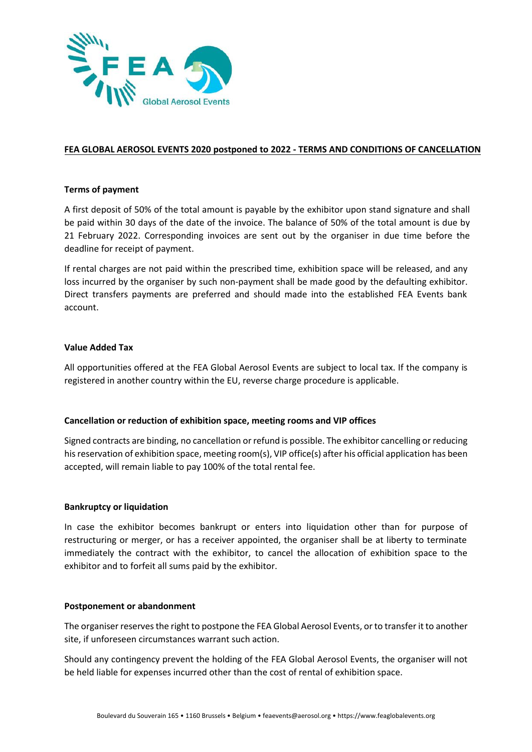## FEA GLOBAL AEROSOL EVENTS 2020 postponed to 2022 - TERMS AND CONDITIONS OF CANCELLATION

### Terms of payment

A first deposit of 50% of the total amount is payable by the exhibitor upon stand signature and shall be paid within 30 days of the date of the invoice. The balance of 50% of the total amount is due by 21 February 2022. Corresponding invoices are sent out by the organiser in due time before the deadline for receipt of payment.

If rental charges are not paid within the prescribed time, exhibition space will be released, and any loss incurred by the organiser by such non-payment shall be made good by the defaulting exhibitor. Direct transfers payments are preferred and should made into the established FEA Events bank account.

### Value Added Tax

All opportunities offered at the FEA Global Aerosol Events are subject to local tax. If the company is registered in another country within the EU, reverse charge procedure is applicable.

### Cancellation or reduction of exhibition space, meeting rooms and VIP offices

Signed contracts are binding, no cancellation or refund is possible. The exhibitor cancelling or reducing his reservation of exhibition space, meeting room(s), VIP office(s) after his official application has been accepted, will remain liable to pay 100% of the total rental fee.

### Bankruptcy or liquidation

In case the exhibitor becomes bankrupt or enters into liquidation other than for purpose of restructuring or merger, or has a receiver appointed, the organiser shall be at liberty to terminate immediately the contract with the exhibitor, to cancel the allocation of exhibition space to the exhibitor and to forfeit all sums paid by the exhibitor.

### Postponement or abandonment

The organiser reserves the right to postpone the FEA Global Aerosol Events, or to transfer it to another site, if unforeseen circumstances warrant such action.

Should any contingency prevent the holding of the FEA Global Aerosol Events, the organiser will not be held liable for expenses incurred other than the cost of rental of exhibition space.

Boulevard du Souverain 165 • 1160 Brussels • Belgium • feaevents@aerosol.org • https://www.feaglobalevents.org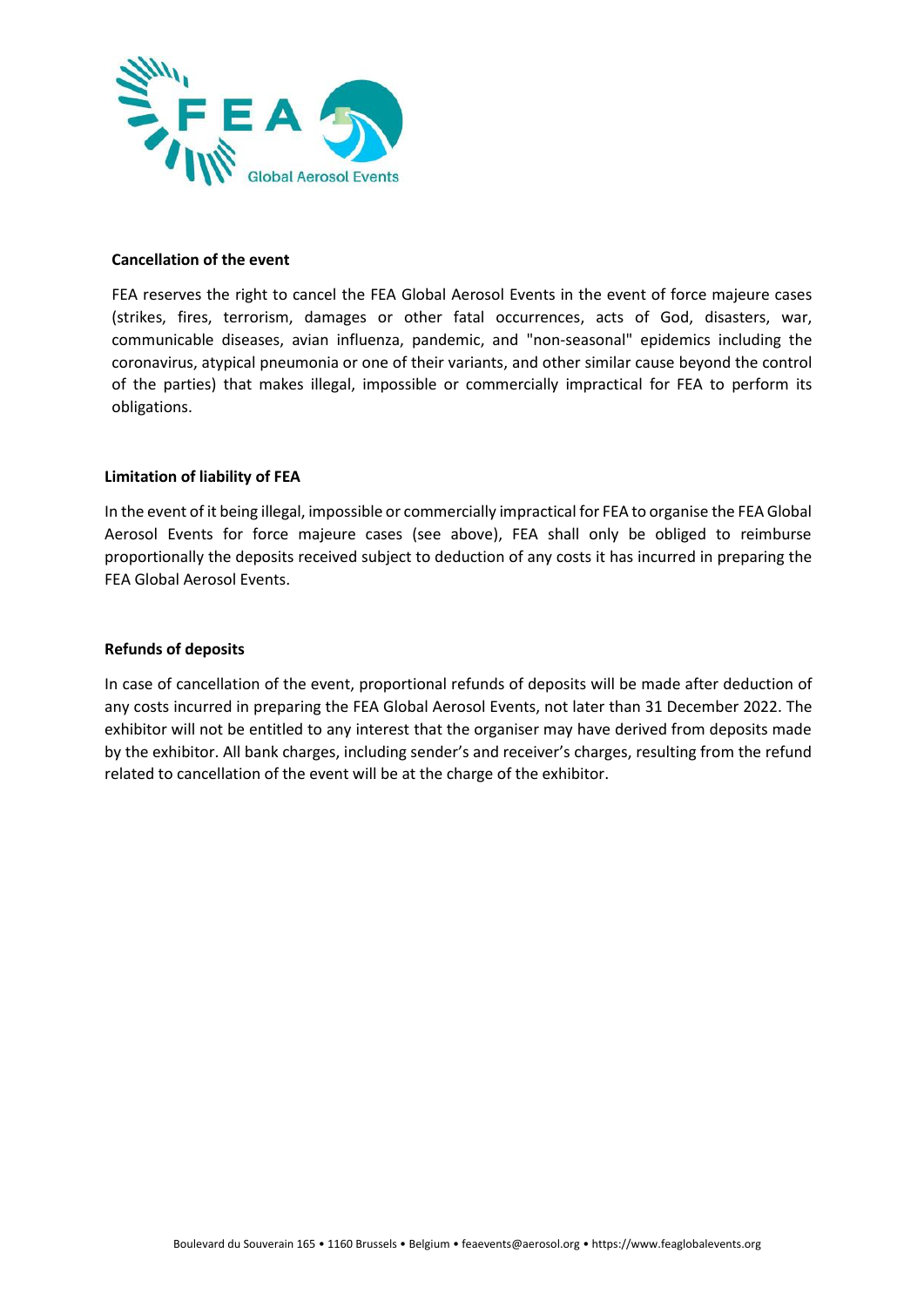**Cancellation of the event**

FEA reserves the right to cancel the FEA Global Aerosol Events in the event of force majeure cases (strikes, fires, terrorism, damages or other fatal occurrences, acts of God, disasters, war, communicable diseases, avian influenza, pandemic, and "non-seasonal" epidemics including the coronavirus, atypical pneumonia or one of their variants, and other similar cause beyond the control of the parties) that makes illegal, impossible or commercially impractical for FEA to perform its obligations.

**Limitation of liability of FEA**

In the event of it being illegal, impossible or commercially impractical for FEA to organise the FEA Global Aerosol Events for force majeure cases (see above), FEA shall only be obliged to reimburse proportionally the deposits received subject to deduction of any costs it has incurred in preparing the FEA Global Aerosol Events.

**Refunds of deposits**

In case of cancellation of the event, proportional refunds of deposits will be made after deduction of any costs incurred in preparing the FEA Global Aerosol Events, not later than 31 December 2022. The exhibitor will not be entitled to any interest that the organiser may have derived from deposits made by the exhibitor. All bank charges, including sender's and receiver's charges, resulting from the refund related to cancellation of the event will be at the charge of the exhibitor.